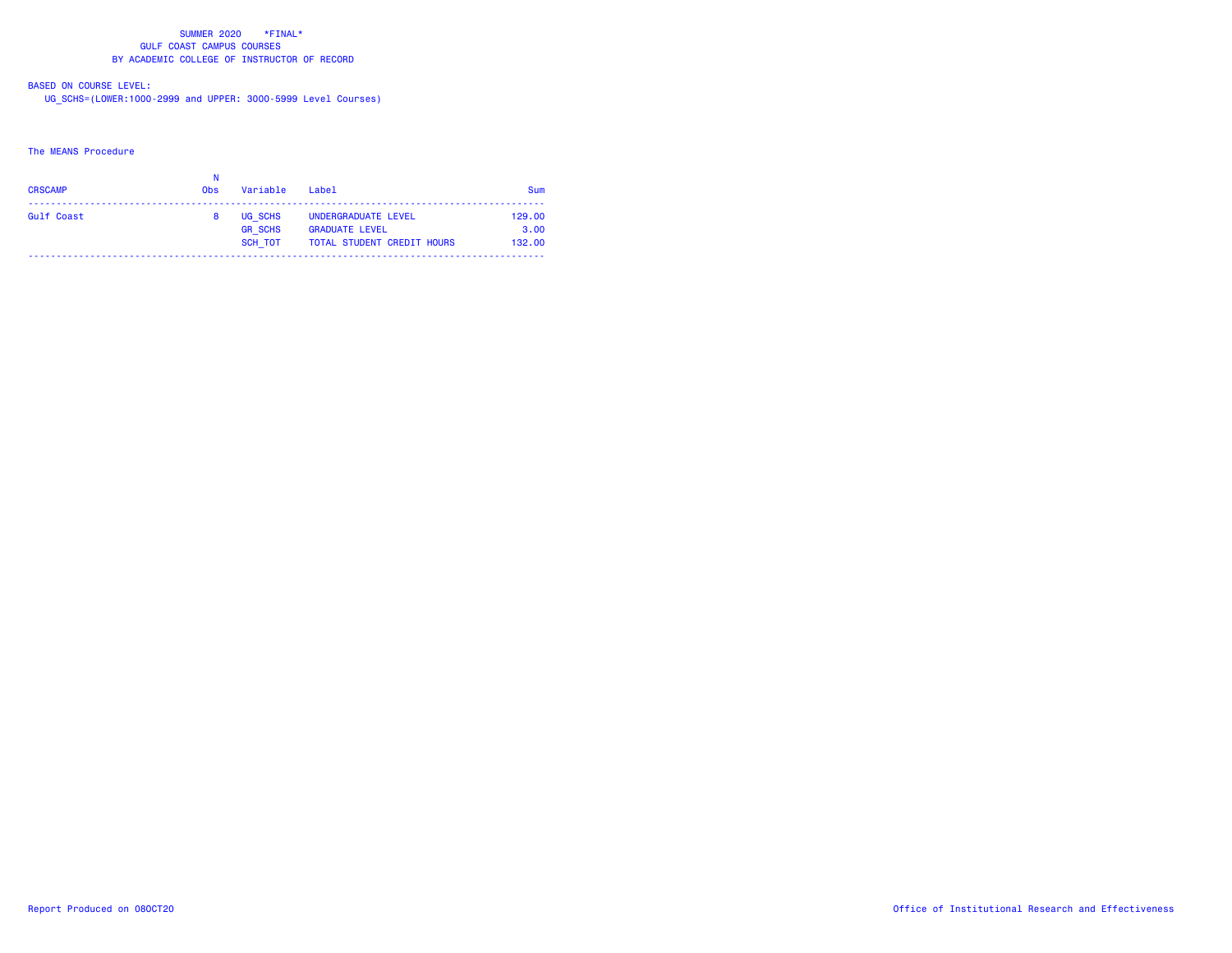SUMMER 2020 \*FINAL\*
GULF COAST CAMPUS COURSES
BY ACADEMIC COLLEGE OF INSTRUCTOR OF RECORD

BASED ON COURSE LEVEL:
UG_SCHS=(LOWER:1000-2999 and UPPER: 3000-5999 Level Courses)

The MEANS Procedure

| CRSCAMP | N Obs | Variable | Label | Sum |
|---|---|---|---|---|
| Gulf Coast | 8 | UG_SCHS | UNDERGRADUATE LEVEL | 129.00 |
| | | GR_SCHS | GRADUATE LEVEL | 3.00 |
| | | SCH_TOT | TOTAL STUDENT CREDIT HOURS | 132.00 |

Report Produced on 08OCT20

Office of Institutional Research and Effectiveness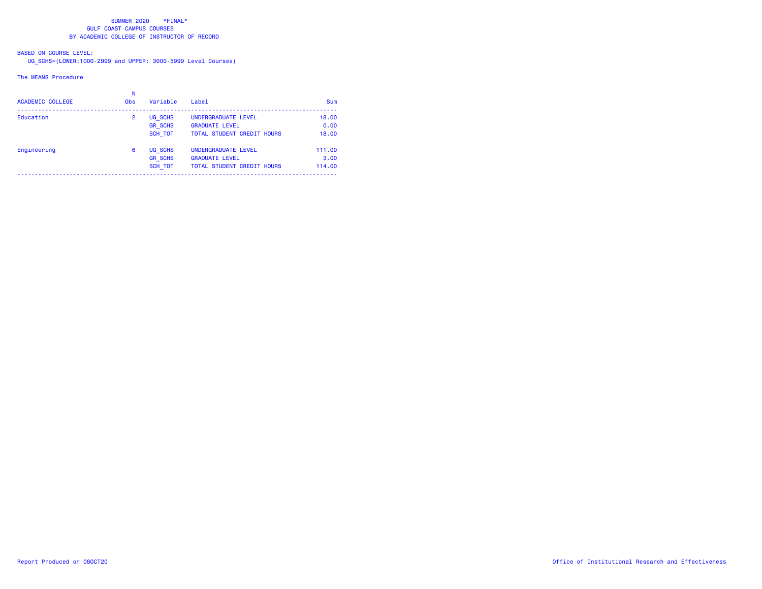SUMMER 2020 *FINAL*
GULF COAST CAMPUS COURSES
BY ACADEMIC COLLEGE OF INSTRUCTOR OF RECORD

BASED ON COURSE LEVEL:
UG_SCHS=(LOWER:1000-2999 and UPPER: 3000-5999 Level Courses)

The MEANS Procedure

| ACADEMIC COLLEGE | N Obs | Variable | Label | Sum |
|---|---|---|---|---|
| Education | 2 | UG_SCHS | UNDERGRADUATE LEVEL | 18.00 |
| | | GR_SCHS | GRADUATE LEVEL | 0.00 |
| | | SCH_TOT | TOTAL STUDENT CREDIT HOURS | 18.00 |
| Engineering | 6 | UG_SCHS | UNDERGRADUATE LEVEL | 111.00 |
| | | GR_SCHS | GRADUATE LEVEL | 3.00 |
| | | SCH_TOT | TOTAL STUDENT CREDIT HOURS | 114.00 |

Report Produced on 08OCT20

Office of Institutional Research and Effectiveness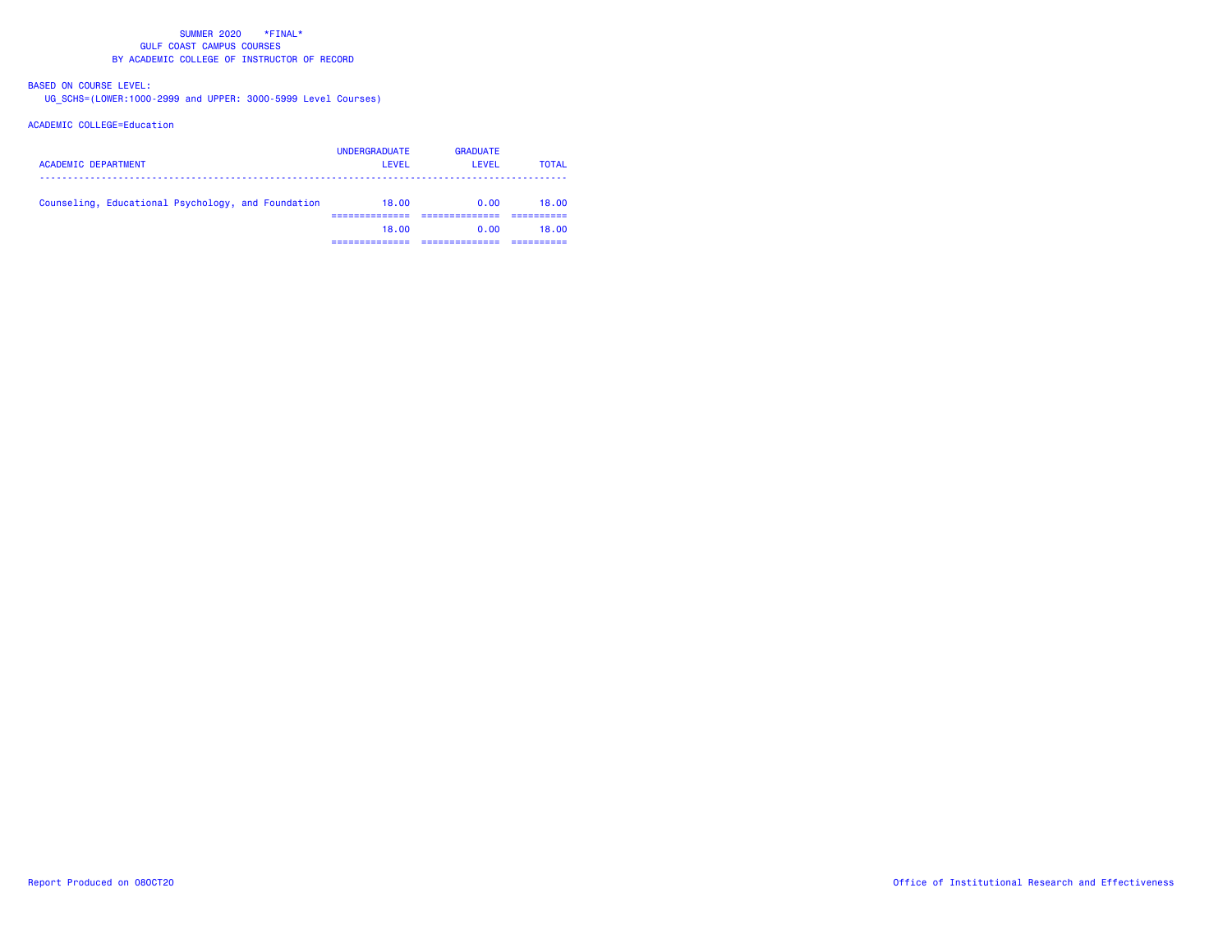SUMMER 2020 \*FINAL\*
GULF COAST CAMPUS COURSES
BY ACADEMIC COLLEGE OF INSTRUCTOR OF RECORD

BASED ON COURSE LEVEL:
UG_SCHS=(LOWER:1000-2999 and UPPER: 3000-5999 Level Courses)

ACADEMIC COLLEGE=Education

| ACADEMIC DEPARTMENT | UNDERGRADUATE LEVEL | GRADUATE LEVEL | TOTAL |
|---|---|---|---|
| Counseling, Educational Psychology, and Foundation | 18.00 | 0.00 | 18.00 |
| | 18.00 | 0.00 | 18.00 |

Report Produced on 08OCT20 Office of Institutional Research and Effectiveness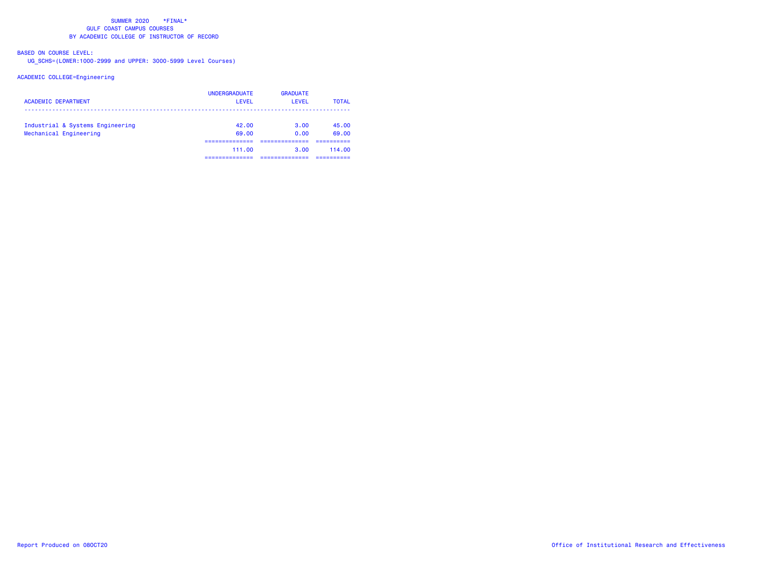SUMMER 2020 *FINAL*
GULF COAST CAMPUS COURSES
BY ACADEMIC COLLEGE OF INSTRUCTOR OF RECORD

BASED ON COURSE LEVEL:
UG_SCHS=(LOWER:1000-2999 and UPPER: 3000-5999 Level Courses)

ACADEMIC COLLEGE=Engineering

| ACADEMIC DEPARTMENT | UNDERGRADUATE LEVEL | GRADUATE LEVEL | TOTAL |
|---|---|---|---|
| Industrial & Systems Engineering | 42.00 | 3.00 | 45.00 |
| Mechanical Engineering | 69.00 | 0.00 | 69.00 |
| | 111.00 | 3.00 | 114.00 |

Report Produced on 08OCT20 Office of Institutional Research and Effectiveness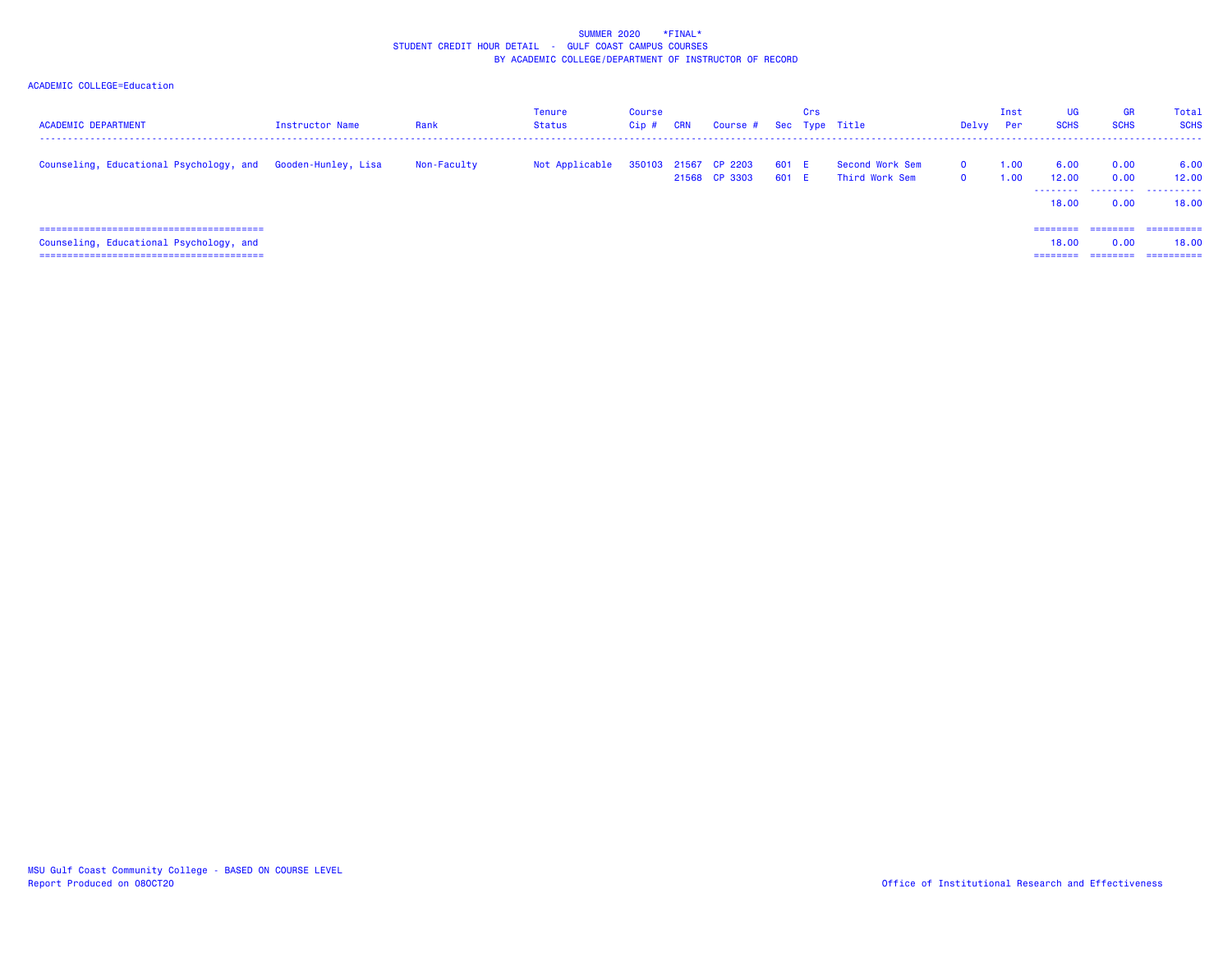SUMMER 2020 *FINAL*
STUDENT CREDIT HOUR DETAIL - GULF COAST CAMPUS COURSES
BY ACADEMIC COLLEGE/DEPARTMENT OF INSTRUCTOR OF RECORD

ACADEMIC COLLEGE=Education

| ACADEMIC DEPARTMENT | Instructor Name | Rank | Tenure Status | Course Cip # | CRN | Course # | Sec | Crs Type | Title | Delvy | Inst Per | UG SCHS | GR SCHS | Total SCHS |
|---|---|---|---|---|---|---|---|---|---|---|---|---|---|---|
| Counseling, Educational Psychology, and | Gooden-Hunley, Lisa | Non-Faculty | Not Applicable | 350103 | 21567 | CP 2203 | 601 | E | Second Work Sem | 0 | 1.00 | 6.00 | 0.00 | 6.00 |
| | | | | | 21568 | CP 3303 | 601 | E | Third Work Sem | 0 | 1.00 | 12.00 | 0.00 | 12.00 |
| | | | | | | | | | | | | 18.00 | 0.00 | 18.00 |
| Counseling, Educational Psychology, and | | | | | | | | | | | | 18.00 | 0.00 | 18.00 |

MSU Gulf Coast Community College - BASED ON COURSE LEVEL
Report Produced on 08OCT20

Office of Institutional Research and Effectiveness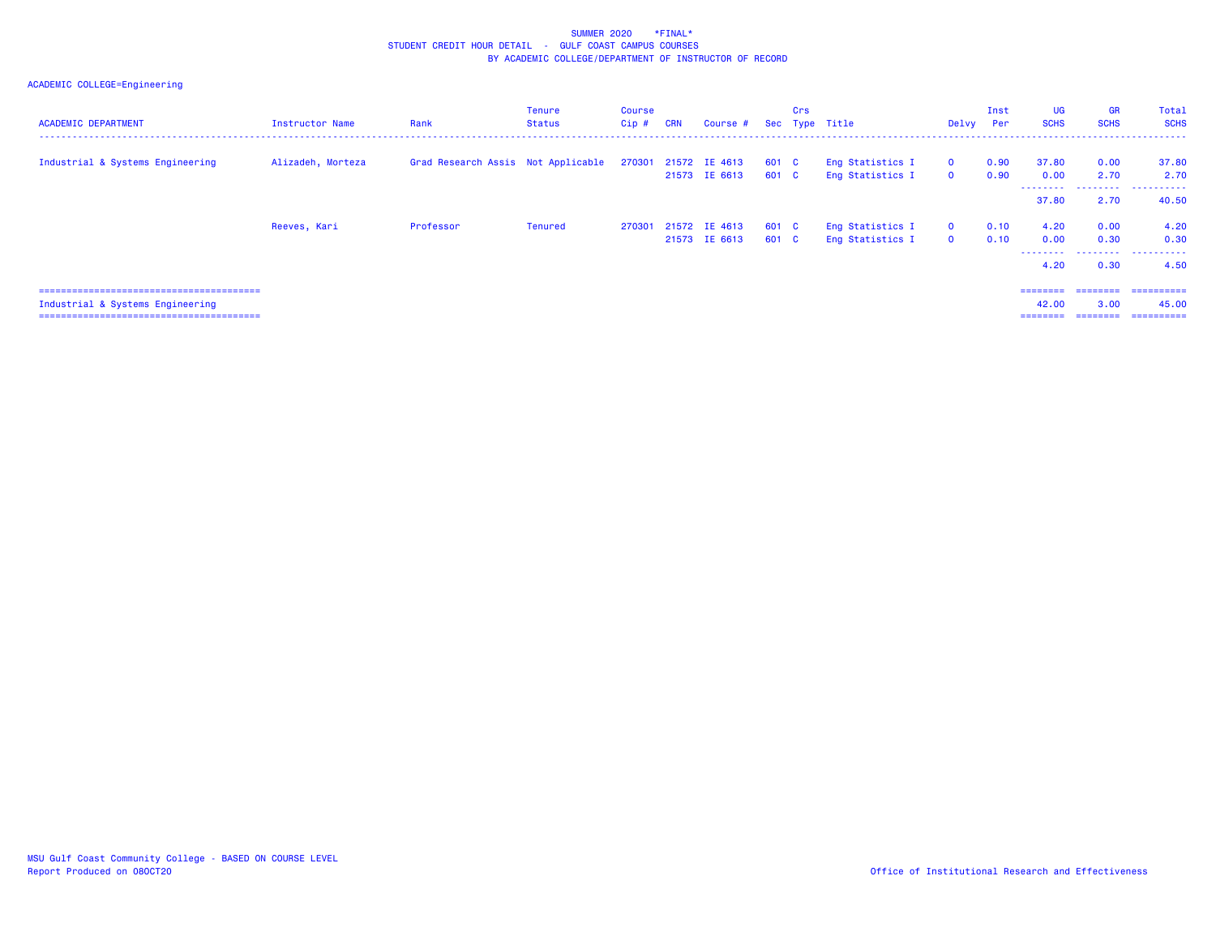SUMMER 2020 \*FINAL\*
STUDENT CREDIT HOUR DETAIL - GULF COAST CAMPUS COURSES
BY ACADEMIC COLLEGE/DEPARTMENT OF INSTRUCTOR OF RECORD

ACADEMIC COLLEGE=Engineering

| ACADEMIC DEPARTMENT | Instructor Name | Rank | Tenure Status | Course Cip # | CRN | Course # | Sec | Crs Type | Title | Delvy | Inst Per | UG SCHS | GR SCHS | Total SCHS |
|---|---|---|---|---|---|---|---|---|---|---|---|---|---|---|
| Industrial & Systems Engineering | Alizadeh, Morteza | Grad Research Assis | Not Applicable | 270301 | 21572 | IE 4613 | 601 | C | Eng Statistics I | 0 | 0.90 | 37.80 | 0.00 | 37.80 |
| | | | | | 21573 | IE 6613 | 601 | C | Eng Statistics I | 0 | 0.90 | 0.00 | 2.70 | 2.70 |
| | | | | | | | | | | | | 37.80 | 2.70 | 40.50 |
| | Reeves, Kari | Professor | Tenured | 270301 | 21572 | IE 4613 | 601 | C | Eng Statistics I | 0 | 0.10 | 4.20 | 0.00 | 4.20 |
| | | | | | 21573 | IE 6613 | 601 | C | Eng Statistics I | 0 | 0.10 | 0.00 | 0.30 | 0.30 |
| | | | | | | | | | | | | 4.20 | 0.30 | 4.50 |
| Industrial & Systems Engineering | | | | | | | | | | | | 42.00 | 3.00 | 45.00 |

MSU Gulf Coast Community College - BASED ON COURSE LEVEL
Report Produced on 08OCT20

Office of Institutional Research and Effectiveness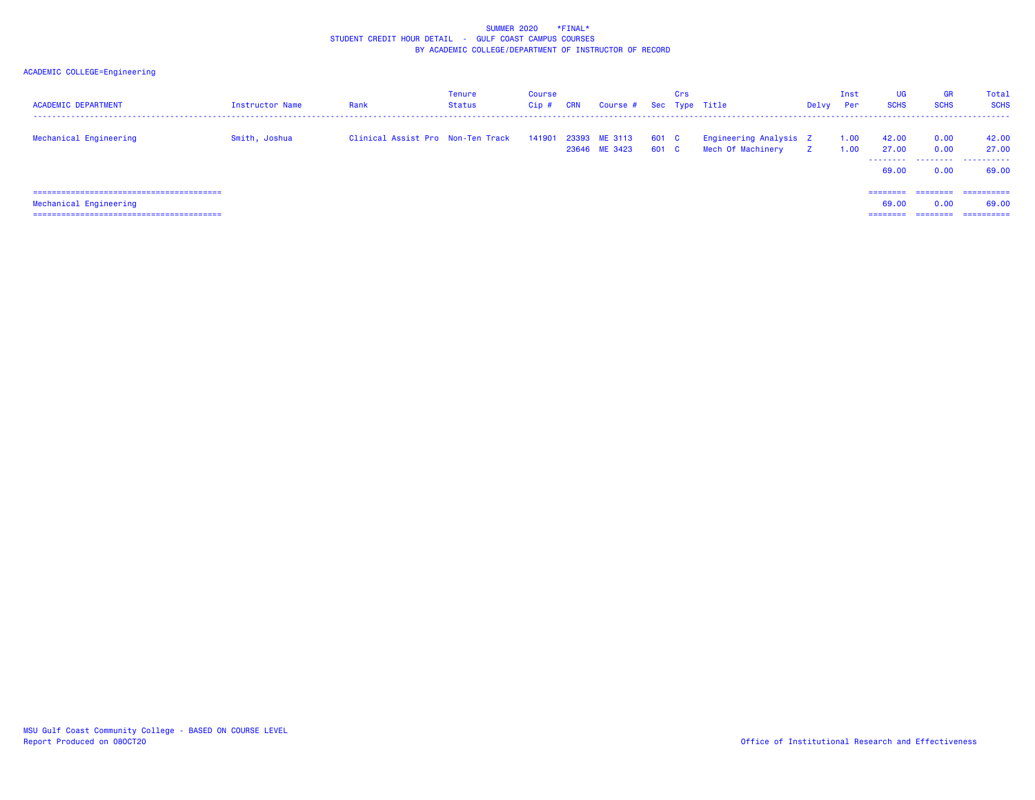SUMMER 2020 *FINAL*
STUDENT CREDIT HOUR DETAIL - GULF COAST CAMPUS COURSES
BY ACADEMIC COLLEGE/DEPARTMENT OF INSTRUCTOR OF RECORD

ACADEMIC COLLEGE=Engineering

| ACADEMIC DEPARTMENT | Instructor Name | Rank | Tenure Status | Course Cip # | CRN | Course # | Sec | Crs Type | Title | Delvy | Inst Per | UG SCHS | GR SCHS | Total SCHS |
|---|---|---|---|---|---|---|---|---|---|---|---|---|---|---|
| Mechanical Engineering | Smith, Joshua | Clinical Assist Pro | Non-Ten Track | 141901 | 23393 | ME 3113 | 601 | C | Engineering Analysis | Z | 1.00 | 42.00 | 0.00 | 42.00 |
| | | | | | 23646 | ME 3423 | 601 | C | Mech Of Machinery | Z | 1.00 | 27.00 | 0.00 | 27.00 |
| | | | | | | | | | | | | 69.00 | 0.00 | 69.00 |
| Mechanical Engineering | | | | | | | | | | | | 69.00 | 0.00 | 69.00 |

MSU Gulf Coast Community College - BASED ON COURSE LEVEL
Report Produced on 08OCT20

Office of Institutional Research and Effectiveness